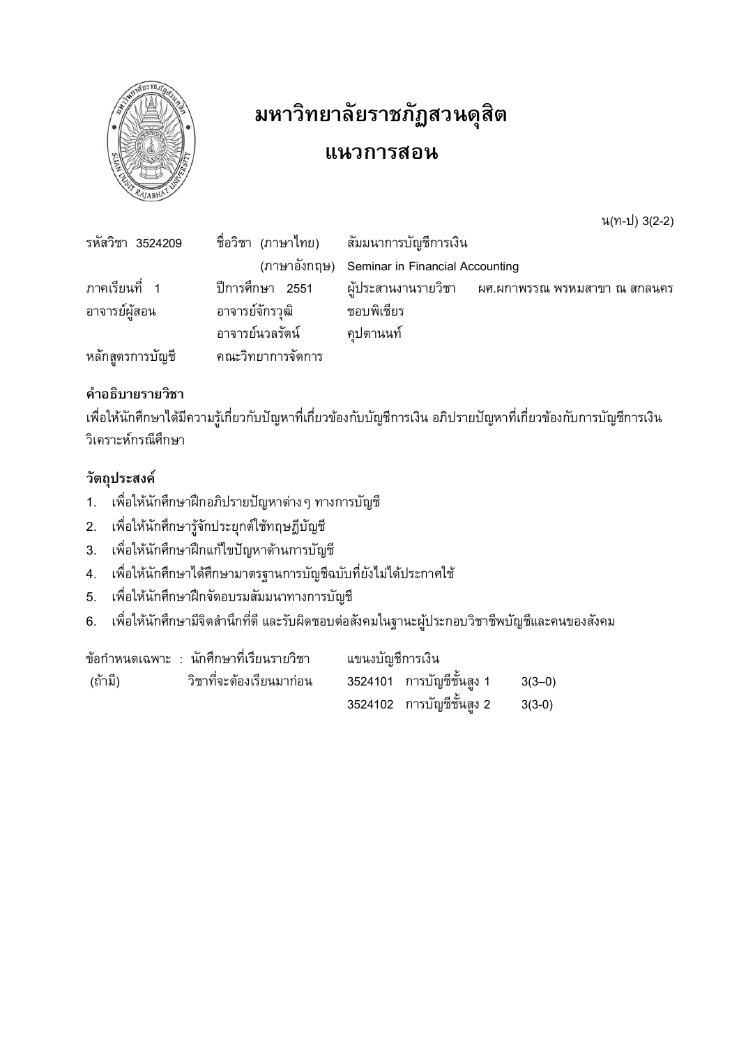# มหาวิทยาลัยราชภัฏสวนดุสิต

## แนวการสอน

น(ท-ป) 3(2-2)

| | | | |
|---|---|---|---|
| รหัสวิชา 3524209 | ชื่อวิชา (ภาษาไทย) | สัมมนาการบัญชีการเงิน | |
| | (ภาษาอังกฤษ) | Seminar in Financial Accounting | |
| ภาคเรียนที่ 1 | ปีการศึกษา 2551 | ผู้ประสานงานรายวิชา | ผศ.ผกาพรรณ พรหมสาขา ณ สกลนคร |
| อาจารย์ผู้สอน | อาจารย์จักรวุฒิ | ชอบพิเชียร | |
| | อาจารย์นวลรัตน์ | คุปตานนท์ | |
| หลักสูตรการบัญชี | คณะวิทยาการจัดการ | | |

**คำอธิบายรายวิชา**

เพื่อให้นักศึกษาได้มีความรู้เกี่ยวกับปัญหาที่เกี่ยวข้องกับบัญชีการเงิน อภิปรายปัญหาที่เกี่ยวข้องกับการบัญชีการเงิน วิเคราะห์กรณีศึกษา

**วัตถุประสงค์**

1. เพื่อให้นักศึกษาฝึกอภิปรายปัญหาต่างๆ ทางการบัญชี
2. เพื่อให้นักศึกษารู้จักประยุกต์ใช้ทฤษฎีบัญชี
3. เพื่อให้นักศึกษาฝึกแก้ไขปัญหาด้านการบัญชี
4. เพื่อให้นักศึกษาได้ศึกษามาตรฐานการบัญชีฉบับที่ยังไม่ได้ประกาศใช้
5. เพื่อให้นักศึกษาฝึกจัดอบรมสัมมนาทางการบัญชี
6. เพื่อให้นักศึกษามีจิตสำนึกที่ดี และรับผิดชอบต่อสังคมในฐานะผู้ประกอบวิชาชีพบัญชีและคนของสังคม

| | | | |
|---|---|---|---|
| ข้อกำหนดเฉพาะ : | นักศึกษาที่เรียนรายวิชา | แขนงบัญชีการเงิน | |
| (ถ้ามี) | วิชาที่จะต้องเรียนมาก่อน | 3524101 การบัญชีชั้นสูง 1 | 3(3–0) |
| | | 3524102 การบัญชีชั้นสูง 2 | 3(3-0) |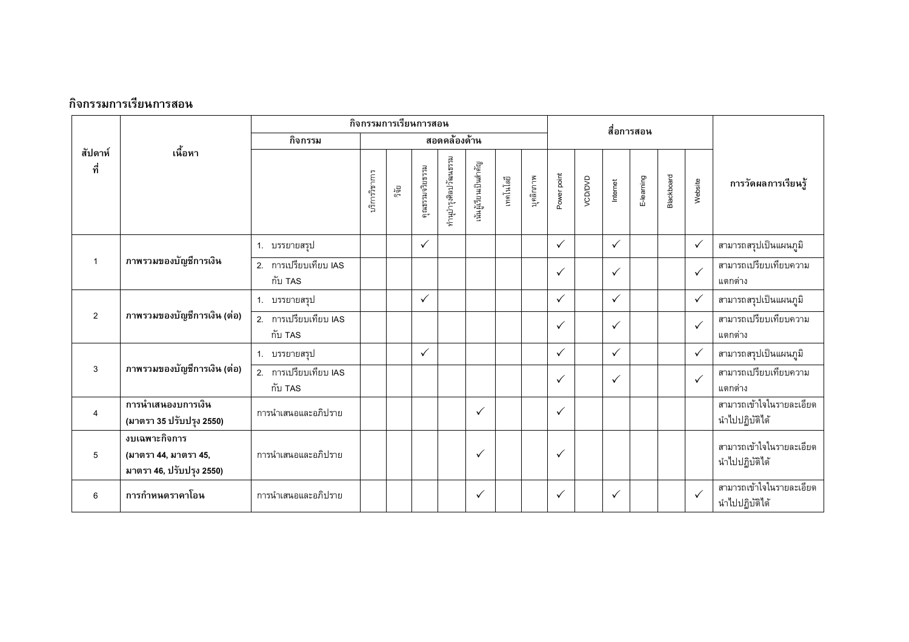## กิจกรรมการเรียนการสอน

| สัปดาห์ที่ | เนื้อหา | กิจกรรมการเรียนการสอน | | | | | | | | | สื่อการสอน | | | | | | การวัดผลการเรียนรู้ |
|---|---|---|---|---|---|---|---|---|---|---|---|---|---|---|---|---|---|
| | | กิจกรรม | สอดคล้องด้าน | | | | | | | | | | | | | | |
| | | | บริการวิชาการ | วิจัย | คุณธรรมจริยธรรม | ทำนุบำรุงศิลปวัฒนธรรม | เน้นผู้เรียนเป็นสำคัญ | เทคโนโลยี | บุคลิกภาพ | Power point | VCD/DVD | Internet | E-learning | Blackboard | Website | |
| 1 | **ภาพรวมของบัญชีการเงิน** | 1. บรรยายสรุป | | | ✓ | | | | | ✓ | | ✓ | | | ✓ | สามารถสรุปเป็นแผนภูมิ |
| | | 2. การเปรียบเทียบ IAS กับ TAS | | | | | | | | ✓ | | ✓ | | | ✓ | สามารถเปรียบเทียบความแตกต่าง |
| 2 | **ภาพรวมของบัญชีการเงิน (ต่อ)** | 1. บรรยายสรุป | | | ✓ | | | | | ✓ | | ✓ | | | ✓ | สามารถสรุปเป็นแผนภูมิ |
| | | 2. การเปรียบเทียบ IAS กับ TAS | | | | | | | | ✓ | | ✓ | | | ✓ | สามารถเปรียบเทียบความแตกต่าง |
| 3 | **ภาพรวมของบัญชีการเงิน (ต่อ)** | 1. บรรยายสรุป | | | ✓ | | | | | ✓ | | ✓ | | | ✓ | สามารถสรุปเป็นแผนภูมิ |
| | | 2. การเปรียบเทียบ IAS กับ TAS | | | | | | | | ✓ | | ✓ | | | ✓ | สามารถเปรียบเทียบความแตกต่าง |
| 4 | **การนำเสนองบการเงิน (มาตรา 35 ปรับปรุง 2550)** | การนำเสนอและอภิปราย | | | | | ✓ | | | ✓ | | | | | | สามารถเข้าใจในรายละเอียดนำไปปฏิบัติได้ |
| 5 | **งบเฉพาะกิจการ (มาตรา 44, มาตรา 45, มาตรา 46, ปรับปรุง 2550)** | การนำเสนอและอภิปราย | | | | | ✓ | | | ✓ | | | | | | สามารถเข้าใจในรายละเอียดนำไปปฏิบัติได้ |
| 6 | **การกำหนดราคาโอน** | การนำเสนอและอภิปราย | | | | | ✓ | | | ✓ | | ✓ | | | ✓ | สามารถเข้าใจในรายละเอียดนำไปปฏิบัติได้ |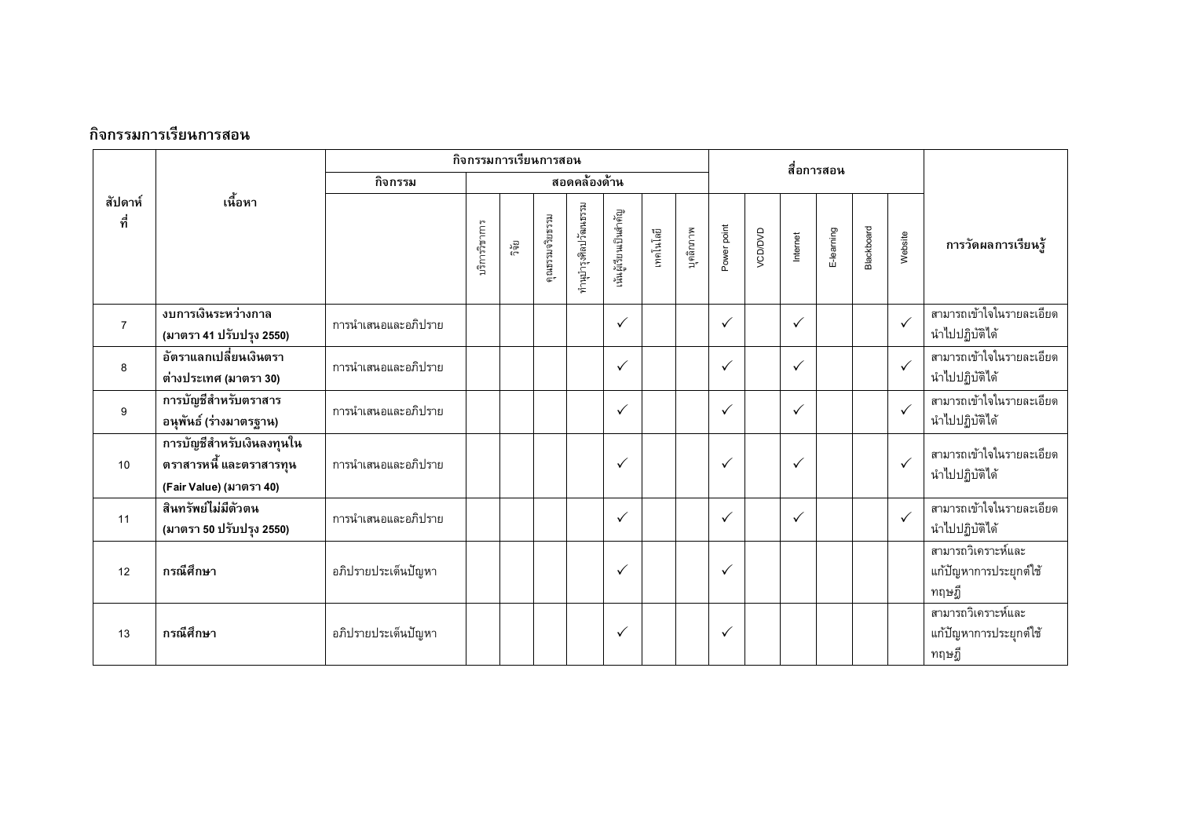## กิจกรรมการเรียนการสอน

| สัปดาห์ที่ | เนื้อหา | กิจกรรมการเรียนการสอน | | | | | | | | | สื่อการสอน | | | | | | การวัดผลการเรียนรู้ |
|---|---|---|---|---|---|---|---|---|---|---|---|---|---|---|---|---|---|
| | | กิจกรรม | สอดคล้องด้าน | | | | | | | | | | | | | | |
| | | | บริการวิชาการ | วิจัย | คุณธรรมจริยธรรม | ทำนุบำรุงศิลปวัฒนธรรม | เน้นผู้เรียนเป็นสำคัญ | เทคโนโลยี | บุคลิกภาพ | Power point | VCD/DVD | Internet | E-learning | Blackboard | Website | |
| 7 | **งบการเงินระหว่างกาล (มาตรา 41 ปรับปรุง 2550)** | การนำเสนอและอภิปราย | | | | | ✓ | | | ✓ | | ✓ | | | ✓ | สามารถเข้าใจในรายละเอียด นำไปปฏิบัติได้ |
| 8 | **อัตราแลกเปลี่ยนเงินตราต่างประเทศ (มาตรา 30)** | การนำเสนอและอภิปราย | | | | | ✓ | | | ✓ | | ✓ | | | ✓ | สามารถเข้าใจในรายละเอียด นำไปปฏิบัติได้ |
| 9 | **การบัญชีสำหรับตราสารอนุพันธ์ (ร่างมาตรฐาน)** | การนำเสนอและอภิปราย | | | | | ✓ | | | ✓ | | ✓ | | | ✓ | สามารถเข้าใจในรายละเอียด นำไปปฏิบัติได้ |
| 10 | **การบัญชีสำหรับเงินลงทุนในตราสารหนี้ และตราสารทุน (Fair Value) (มาตรา 40)** | การนำเสนอและอภิปราย | | | | | ✓ | | | ✓ | | ✓ | | | ✓ | สามารถเข้าใจในรายละเอียด นำไปปฏิบัติได้ |
| 11 | **สินทรัพย์ไม่มีตัวตน (มาตรา 50 ปรับปรุง 2550)** | การนำเสนอและอภิปราย | | | | | ✓ | | | ✓ | | ✓ | | | ✓ | สามารถเข้าใจในรายละเอียด นำไปปฏิบัติได้ |
| 12 | **กรณีศึกษา** | อภิปรายประเด็นปัญหา | | | | | ✓ | | | ✓ | | | | | | สามารถวิเคราะห์และแก้ปัญหาการประยุกต์ใช้ทฤษฎี |
| 13 | **กรณีศึกษา** | อภิปรายประเด็นปัญหา | | | | | ✓ | | | ✓ | | | | | | สามารถวิเคราะห์และแก้ปัญหาการประยุกต์ใช้ทฤษฎี |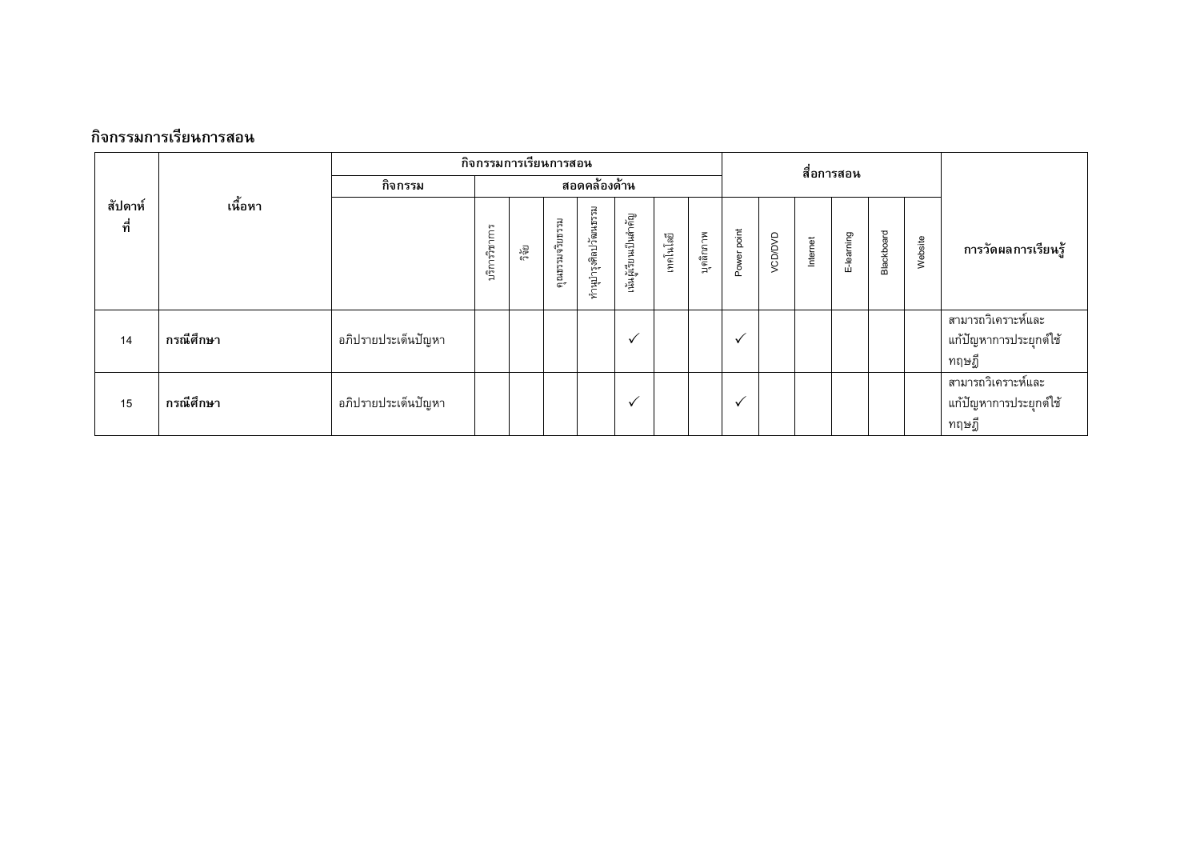**กิจกรรมการเรียนการสอน**

| สัปดาห์ที่ | เนื้อหา | กิจกรรมการเรียนการสอน | | | | | | | | | สื่อการสอน | | | | | | การวัดผลการเรียนรู้ |
|---|---|---|---|---|---|---|---|---|---|---|---|---|---|---|---|---|---|
| | | กิจกรรม | สอดคล้องด้าน | | | | | | | | | | | | | | |
| | | | บริการวิชาการ | วิจัย | คุณธรรมจริยธรรม | ทำนุบำรุงศิลปวัฒนธรรม | เน้นผู้เรียนเป็นสำคัญ | เทคโนโลยี | บุคลิกภาพ | Power point | VCD/DVD | Internet | E-learning | Blackboard | Website | |
| 14 | **กรณีศึกษา** | อภิปรายประเด็นปัญหา | | | | | ✓ | | | ✓ | | | | | | สามารถวิเคราะห์และแก้ปัญหาการประยุกต์ใช้ทฤษฎี |
| 15 | **กรณีศึกษา** | อภิปรายประเด็นปัญหา | | | | | ✓ | | | ✓ | | | | | | สามารถวิเคราะห์และแก้ปัญหาการประยุกต์ใช้ทฤษฎี |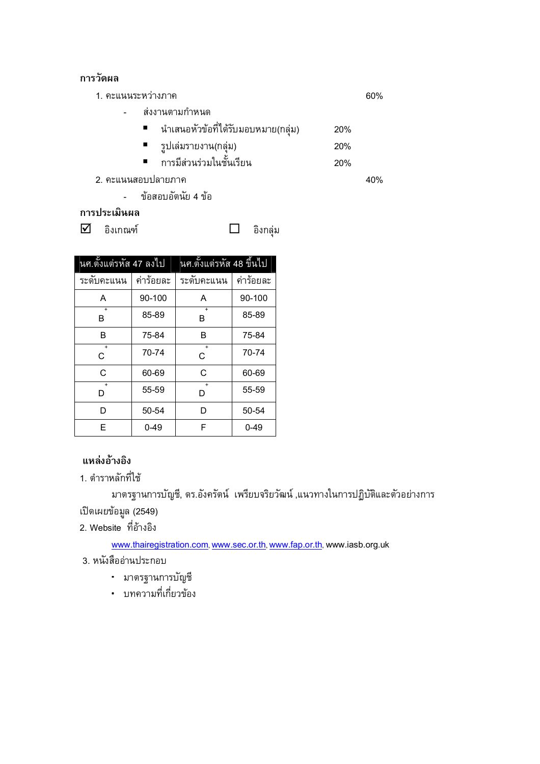**การวัดผล**

1. คะแนนระหว่างภาค 60%
   - ส่งงานตามกำหนด
     - นำเสนอหัวข้อที่ได้รับมอบหมาย(กลุ่ม) 20%
     - รูปเล่มรายงาน(กลุ่ม) 20%
     - การมีส่วนร่วมในชั้นเรียน 20%
2. คะแนนสอบปลายภาค 40%
   - ข้อสอบอัตนัย 4 ข้อ

**การประเมินผล**

☑ อิงเกณฑ์ ☐ อิงกลุ่ม

| นศ.ตั้งแต่รหัส 47 ลงไป | | นศ.ตั้งแต่รหัส 48 ขึ้นไป | |
|---|---|---|---|
| ระดับคะแนน | ค่าร้อยละ | ระดับคะแนน | ค่าร้อยละ |
| A | 90-100 | A | 90-100 |
| B+ | 85-89 | B+ | 85-89 |
| B | 75-84 | B | 75-84 |
| C+ | 70-74 | C+ | 70-74 |
| C | 60-69 | C | 60-69 |
| D+ | 55-59 | D+ | 55-59 |
| D | 50-54 | D | 50-54 |
| E | 0-49 | F | 0-49 |

**แหล่งอ้างอิง**

1. ตำราหลักที่ใช้

มาตรฐานการบัญชี, ดร.อังครัตน์ เพรียบจริยวัฒน์ ,แนวทางในการปฏิบัติและตัวอย่างการเปิดเผยข้อมูล (2549)

2. Website ที่อ้างอิง

www.thairegistration.com, www.sec.or.th, www.fap.or.th, www.iasb.org.uk

3. หนังสืออ่านประกอบ
   - มาตรฐานการบัญชี
   - บทความที่เกี่ยวข้อง